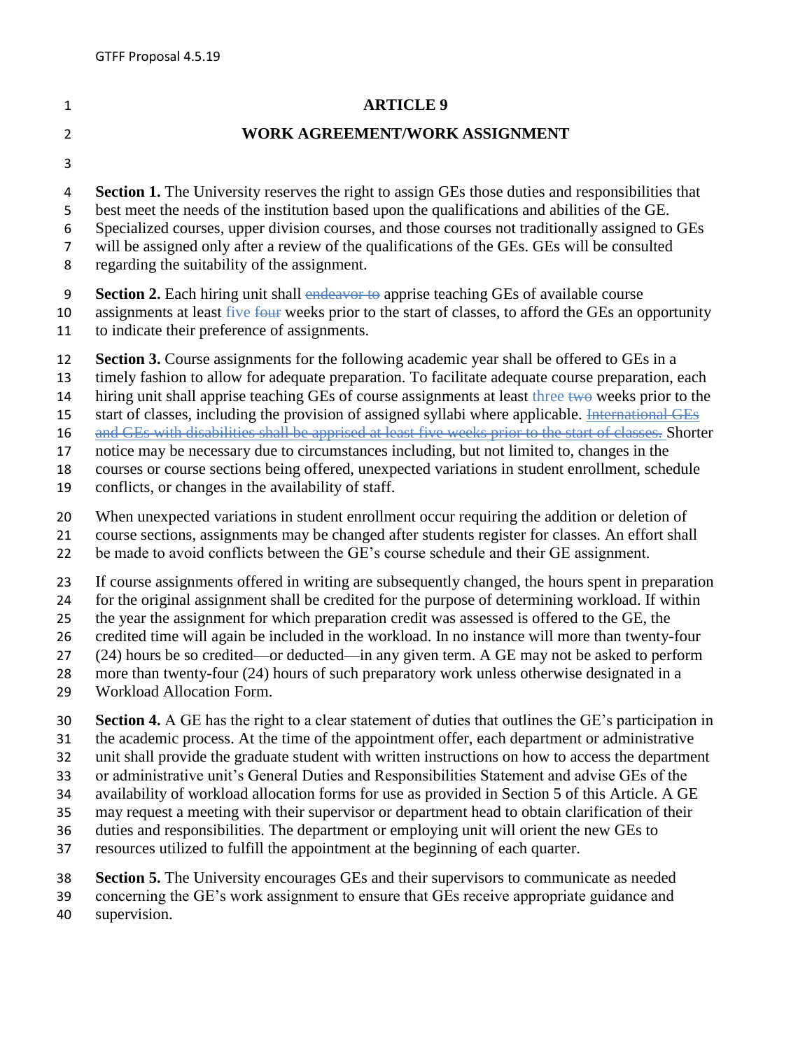# ARTICLE 9

## WORK AGREEMENT/WORK ASSIGNMENT

**Section 1.** The University reserves the right to assign GEs those duties and responsibilities that best meet the needs of the institution based upon the qualifications and abilities of the GE. Specialized courses, upper division courses, and those courses not traditionally assigned to GEs will be assigned only after a review of the qualifications of the GEs. GEs will be consulted regarding the suitability of the assignment.

**Section 2.** Each hiring unit shall ~~endeavor to~~ apprise teaching GEs of available course assignments at least five ~~four~~ weeks prior to the start of classes, to afford the GEs an opportunity to indicate their preference of assignments.

**Section 3.** Course assignments for the following academic year shall be offered to GEs in a timely fashion to allow for adequate preparation. To facilitate adequate course preparation, each hiring unit shall apprise teaching GEs of course assignments at least three ~~two~~ weeks prior to the start of classes, including the provision of assigned syllabi where applicable. ~~International GEs and GEs with disabilities shall be apprised at least five weeks prior to the start of classes.~~ Shorter notice may be necessary due to circumstances including, but not limited to, changes in the courses or course sections being offered, unexpected variations in student enrollment, schedule conflicts, or changes in the availability of staff.

When unexpected variations in student enrollment occur requiring the addition or deletion of course sections, assignments may be changed after students register for classes. An effort shall be made to avoid conflicts between the GE's course schedule and their GE assignment.

If course assignments offered in writing are subsequently changed, the hours spent in preparation for the original assignment shall be credited for the purpose of determining workload. If within the year the assignment for which preparation credit was assessed is offered to the GE, the credited time will again be included in the workload. In no instance will more than twenty-four (24) hours be so credited—or deducted—in any given term. A GE may not be asked to perform more than twenty-four (24) hours of such preparatory work unless otherwise designated in a Workload Allocation Form.

**Section 4.** A GE has the right to a clear statement of duties that outlines the GE's participation in the academic process. At the time of the appointment offer, each department or administrative unit shall provide the graduate student with written instructions on how to access the department or administrative unit's General Duties and Responsibilities Statement and advise GEs of the availability of workload allocation forms for use as provided in Section 5 of this Article. A GE may request a meeting with their supervisor or department head to obtain clarification of their duties and responsibilities. The department or employing unit will orient the new GEs to resources utilized to fulfill the appointment at the beginning of each quarter.

**Section 5.** The University encourages GEs and their supervisors to communicate as needed concerning the GE's work assignment to ensure that GEs receive appropriate guidance and supervision.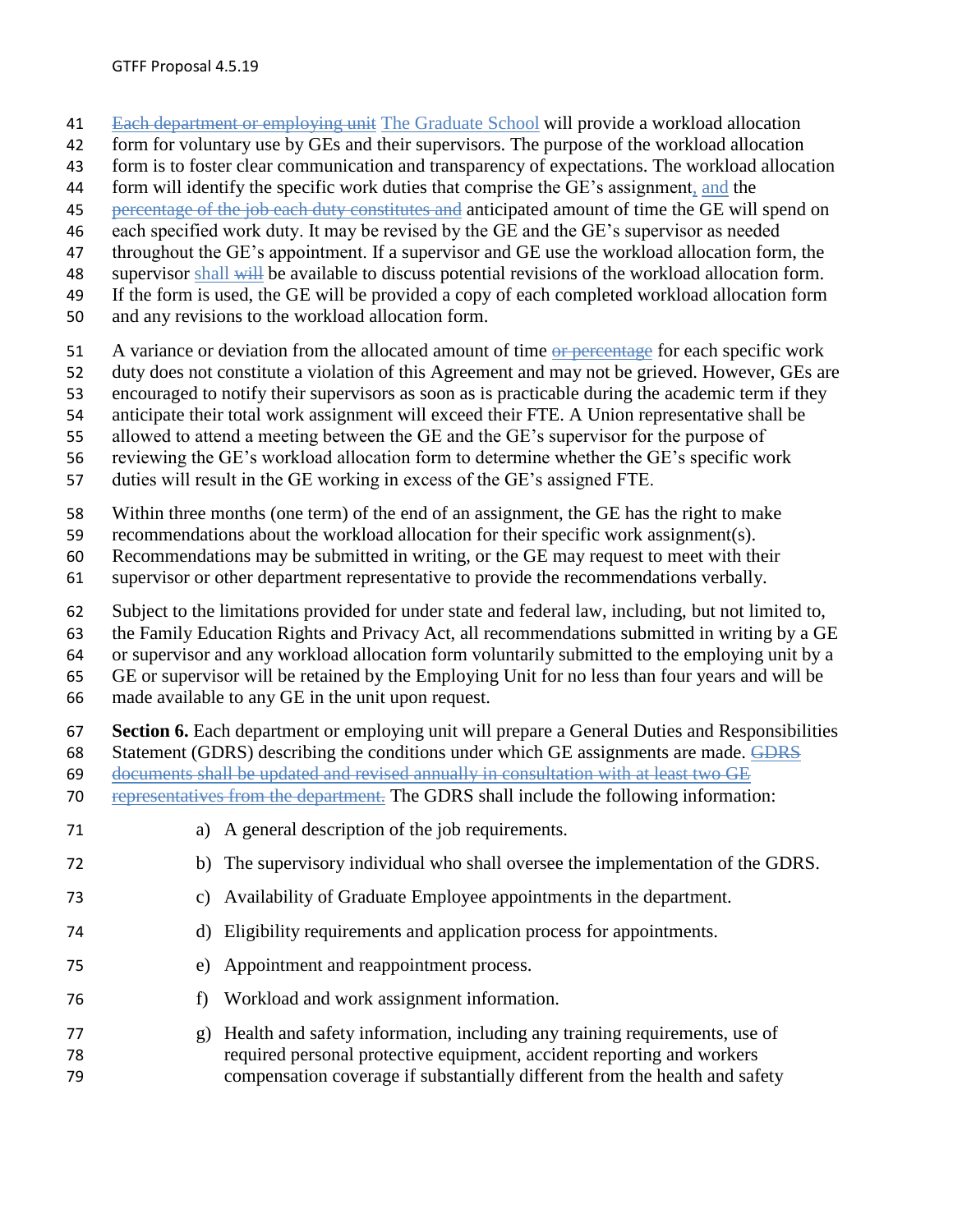~~Each department or employing unit~~ The Graduate School will provide a workload allocation form for voluntary use by GEs and their supervisors. The purpose of the workload allocation form is to foster clear communication and transparency of expectations. The workload allocation form will identify the specific work duties that comprise the GE's assignment, and the ~~percentage of the job each duty constitutes and~~ anticipated amount of time the GE will spend on each specified work duty. It may be revised by the GE and the GE's supervisor as needed throughout the GE's appointment. If a supervisor and GE use the workload allocation form, the supervisor shall ~~will~~ be available to discuss potential revisions of the workload allocation form. If the form is used, the GE will be provided a copy of each completed workload allocation form and any revisions to the workload allocation form.

A variance or deviation from the allocated amount of time ~~or percentage~~ for each specific work duty does not constitute a violation of this Agreement and may not be grieved. However, GEs are encouraged to notify their supervisors as soon as is practicable during the academic term if they anticipate their total work assignment will exceed their FTE. A Union representative shall be allowed to attend a meeting between the GE and the GE's supervisor for the purpose of reviewing the GE's workload allocation form to determine whether the GE's specific work duties will result in the GE working in excess of the GE's assigned FTE.

Within three months (one term) of the end of an assignment, the GE has the right to make recommendations about the workload allocation for their specific work assignment(s). Recommendations may be submitted in writing, or the GE may request to meet with their supervisor or other department representative to provide the recommendations verbally.

Subject to the limitations provided for under state and federal law, including, but not limited to, the Family Education Rights and Privacy Act, all recommendations submitted in writing by a GE or supervisor and any workload allocation form voluntarily submitted to the employing unit by a GE or supervisor will be retained by the Employing Unit for no less than four years and will be made available to any GE in the unit upon request.

**Section 6.** Each department or employing unit will prepare a General Duties and Responsibilities Statement (GDRS) describing the conditions under which GE assignments are made. ~~GDRS documents shall be updated and revised annually in consultation with at least two GE representatives from the department.~~ The GDRS shall include the following information:

a) A general description of the job requirements.

b) The supervisory individual who shall oversee the implementation of the GDRS.

c) Availability of Graduate Employee appointments in the department.

d) Eligibility requirements and application process for appointments.

e) Appointment and reappointment process.

f) Workload and work assignment information.

g) Health and safety information, including any training requirements, use of required personal protective equipment, accident reporting and workers compensation coverage if substantially different from the health and safety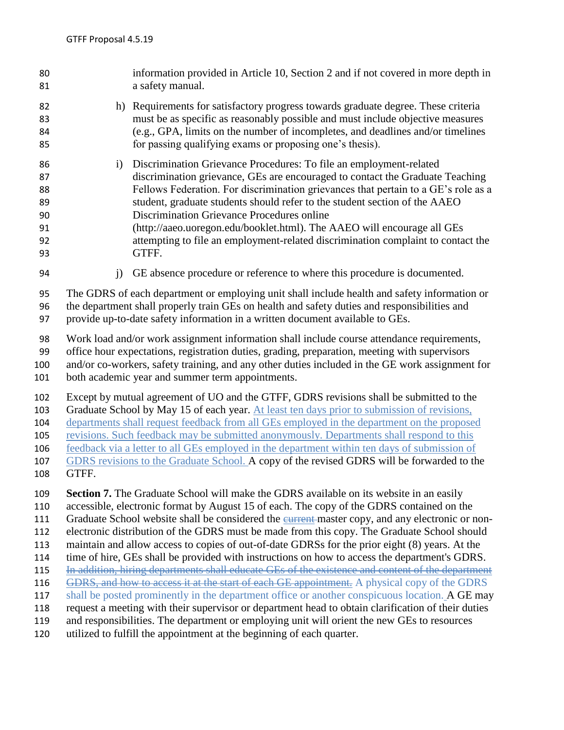information provided in Article 10, Section 2 and if not covered in more depth in a safety manual.

h) Requirements for satisfactory progress towards graduate degree. These criteria must be as specific as reasonably possible and must include objective measures (e.g., GPA, limits on the number of incompletes, and deadlines and/or timelines for passing qualifying exams or proposing one's thesis).

i) Discrimination Grievance Procedures: To file an employment-related discrimination grievance, GEs are encouraged to contact the Graduate Teaching Fellows Federation. For discrimination grievances that pertain to a GE's role as a student, graduate students should refer to the student section of the AAEO Discrimination Grievance Procedures online (http://aaeo.uoregon.edu/booklet.html). The AAEO will encourage all GEs attempting to file an employment-related discrimination complaint to contact the GTFF.

j) GE absence procedure or reference to where this procedure is documented.

The GDRS of each department or employing unit shall include health and safety information or the department shall properly train GEs on health and safety duties and responsibilities and provide up-to-date safety information in a written document available to GEs.

Work load and/or work assignment information shall include course attendance requirements, office hour expectations, registration duties, grading, preparation, meeting with supervisors and/or co-workers, safety training, and any other duties included in the GE work assignment for both academic year and summer term appointments.

Except by mutual agreement of UO and the GTFF, GDRS revisions shall be submitted to the Graduate School by May 15 of each year. <u>At least ten days prior to submission of revisions, departments shall request feedback from all GEs employed in the department on the proposed revisions. Such feedback may be submitted anonymously. Departments shall respond to this feedback via a letter to all GEs employed in the department within ten days of submission of GDRS revisions to the Graduate School.</u> A copy of the revised GDRS will be forwarded to the GTFF.

**Section 7.** The Graduate School will make the GDRS available on its website in an easily accessible, electronic format by August 15 of each. The copy of the GDRS contained on the Graduate School website shall be considered the ~~current~~ master copy, and any electronic or non-electronic distribution of the GDRS must be made from this copy. The Graduate School should maintain and allow access to copies of out-of-date GDRSs for the prior eight (8) years. At the time of hire, GEs shall be provided with instructions on how to access the department's GDRS. ~~In addition, hiring departments shall educate GEs of the existence and content of the department GDRS, and how to access it at the start of each GE appointment.~~ A physical copy of the GDRS shall be posted prominently in the department office or another conspicuous location. A GE may request a meeting with their supervisor or department head to obtain clarification of their duties and responsibilities. The department or employing unit will orient the new GEs to resources utilized to fulfill the appointment at the beginning of each quarter.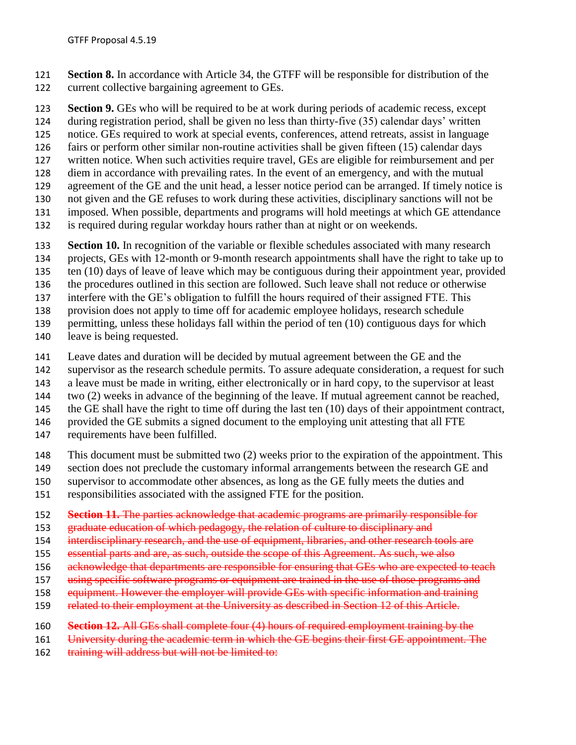**Section 8.** In accordance with Article 34, the GTFF will be responsible for distribution of the current collective bargaining agreement to GEs.

**Section 9.** GEs who will be required to be at work during periods of academic recess, except during registration period, shall be given no less than thirty-five (35) calendar days' written notice. GEs required to work at special events, conferences, attend retreats, assist in language fairs or perform other similar non-routine activities shall be given fifteen (15) calendar days written notice. When such activities require travel, GEs are eligible for reimbursement and per diem in accordance with prevailing rates. In the event of an emergency, and with the mutual agreement of the GE and the unit head, a lesser notice period can be arranged. If timely notice is not given and the GE refuses to work during these activities, disciplinary sanctions will not be imposed. When possible, departments and programs will hold meetings at which GE attendance is required during regular workday hours rather than at night or on weekends.

**Section 10.** In recognition of the variable or flexible schedules associated with many research projects, GEs with 12-month or 9-month research appointments shall have the right to take up to ten (10) days of leave of leave which may be contiguous during their appointment year, provided the procedures outlined in this section are followed. Such leave shall not reduce or otherwise interfere with the GE's obligation to fulfill the hours required of their assigned FTE. This provision does not apply to time off for academic employee holidays, research schedule permitting, unless these holidays fall within the period of ten (10) contiguous days for which leave is being requested.

Leave dates and duration will be decided by mutual agreement between the GE and the supervisor as the research schedule permits. To assure adequate consideration, a request for such a leave must be made in writing, either electronically or in hard copy, to the supervisor at least two (2) weeks in advance of the beginning of the leave. If mutual agreement cannot be reached, the GE shall have the right to time off during the last ten (10) days of their appointment contract, provided the GE submits a signed document to the employing unit attesting that all FTE requirements have been fulfilled.

This document must be submitted two (2) weeks prior to the expiration of the appointment. This section does not preclude the customary informal arrangements between the research GE and supervisor to accommodate other absences, as long as the GE fully meets the duties and responsibilities associated with the assigned FTE for the position.

~~**Section 11.** The parties acknowledge that academic programs are primarily responsible for graduate education of which pedagogy, the relation of culture to disciplinary and interdisciplinary research, and the use of equipment, libraries, and other research tools are essential parts and are, as such, outside the scope of this Agreement. As such, we also acknowledge that departments are responsible for ensuring that GEs who are expected to teach using specific software programs or equipment are trained in the use of those programs and equipment. However the employer will provide GEs with specific information and training related to their employment at the University as described in Section 12 of this Article.~~

~~**Section 12.** All GEs shall complete four (4) hours of required employment training by the University during the academic term in which the GE begins their first GE appointment. The training will address but will not be limited to:~~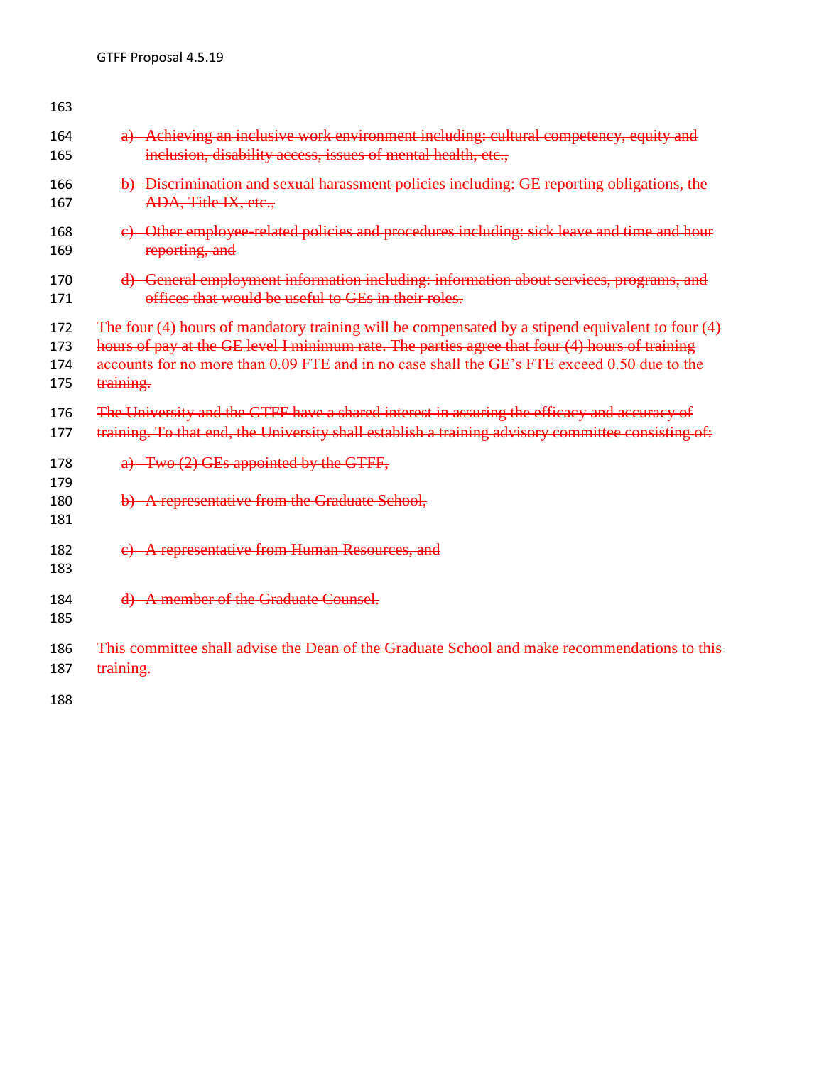~~a) Achieving an inclusive work environment including: cultural competency, equity and inclusion, disability access, issues of mental health, etc.,~~

~~b) Discrimination and sexual harassment policies including: GE reporting obligations, the ADA, Title IX, etc.,~~

~~c) Other employee-related policies and procedures including: sick leave and time and hour reporting, and~~

~~d) General employment information including: information about services, programs, and offices that would be useful to GEs in their roles.~~

~~The four (4) hours of mandatory training will be compensated by a stipend equivalent to four (4) hours of pay at the GE level I minimum rate. The parties agree that four (4) hours of training accounts for no more than 0.09 FTE and in no case shall the GE's FTE exceed 0.50 due to the training.~~

~~The University and the GTFF have a shared interest in assuring the efficacy and accuracy of training. To that end, the University shall establish a training advisory committee consisting of:~~

~~a) Two (2) GEs appointed by the GTFF,~~

~~b) A representative from the Graduate School,~~

~~c) A representative from Human Resources, and~~

~~d) A member of the Graduate Counsel.~~

~~This committee shall advise the Dean of the Graduate School and make recommendations to this training.~~